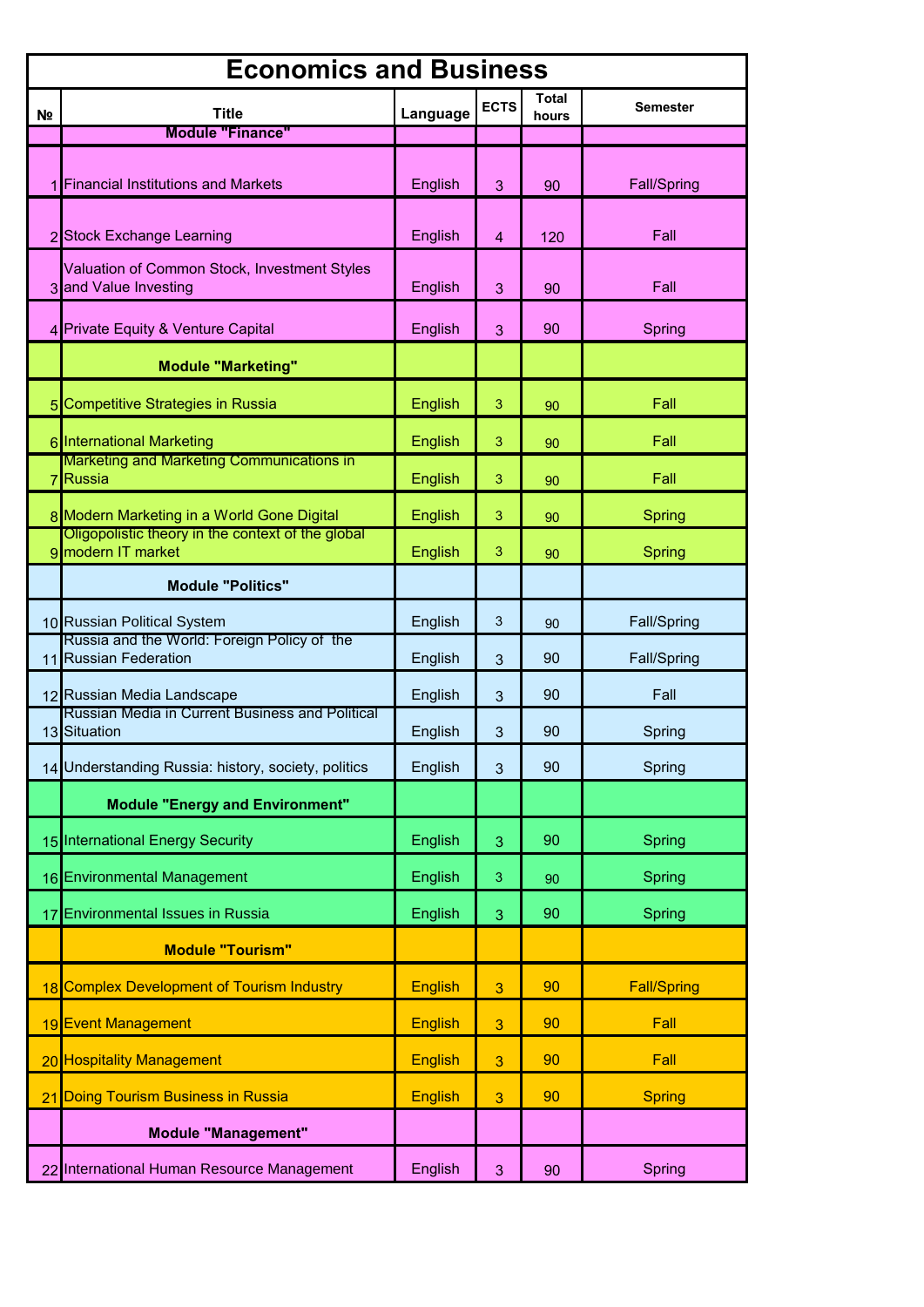| Economics and Business | | | | | |
|---|---|---|---|---|---|
| № | Title | Language | ECTS | Total hours | Semester |
| | **Module "Finance"** | | | | |
| 1 | Financial Institutions and Markets | English | 3 | 90 | Fall/Spring |
| 2 | Stock Exchange Learning | English | 4 | 120 | Fall |
| 3 | Valuation of Common Stock, Investment Styles and Value Investing | English | 3 | 90 | Fall |
| 4 | Private Equity & Venture Capital | English | 3 | 90 | Spring |
| | **Module "Marketing"** | | | | |
| 5 | Competitive Strategies in Russia | English | 3 | 90 | Fall |
| 6 | International Marketing | English | 3 | 90 | Fall |
| 7 | Marketing and Marketing Communications in Russia | English | 3 | 90 | Fall |
| 8 | Modern Marketing in a World Gone Digital | English | 3 | 90 | Spring |
| 9 | Oligopolistic theory in the context of the global modern IT market | English | 3 | 90 | Spring |
| | **Module "Politics"** | | | | |
| 10 | Russian Political System | English | 3 | 90 | Fall/Spring |
| 11 | Russia and the World: Foreign Policy of the Russian Federation | English | 3 | 90 | Fall/Spring |
| 12 | Russian Media Landscape | English | 3 | 90 | Fall |
| 13 | Russian Media in Current Business and Political Situation | English | 3 | 90 | Spring |
| 14 | Understanding Russia: history, society, politics | English | 3 | 90 | Spring |
| | **Module "Energy and Environment"** | | | | |
| 15 | International Energy Security | English | 3 | 90 | Spring |
| 16 | Environmental Management | English | 3 | 90 | Spring |
| 17 | Environmental Issues in Russia | English | 3 | 90 | Spring |
| | **Module "Tourism"** | | | | |
| 18 | Complex Development of Tourism Industry | English | 3 | 90 | Fall/Spring |
| 19 | Event Management | English | 3 | 90 | Fall |
| 20 | Hospitality Management | English | 3 | 90 | Fall |
| 21 | Doing Tourism Business in Russia | English | 3 | 90 | Spring |
| | **Module "Management"** | | | | |
| 22 | International Human Resource Management | English | 3 | 90 | Spring |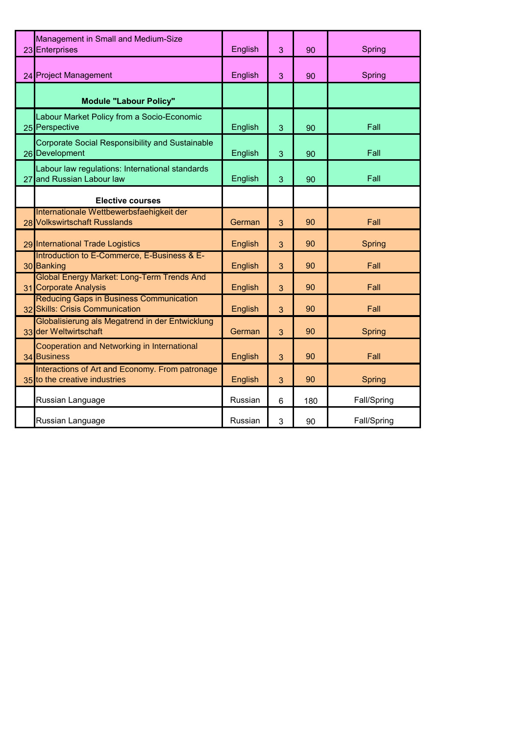| | | | | | |
|---|---|---|---|---|---|
| 23 | Management in Small and Medium-Size Enterprises | English | 3 | 90 | Spring |
| 24 | Project Management | English | 3 | 90 | Spring |
| | **Module "Labour Policy"** | | | | |
| 25 | Labour Market Policy from a Socio-Economic Perspective | English | 3 | 90 | Fall |
| 26 | Corporate Social Responsibility and Sustainable Development | English | 3 | 90 | Fall |
| 27 | Labour law regulations: International standards and Russian Labour law | English | 3 | 90 | Fall |
| | **Elective courses** | | | | |
| 28 | Internationale Wettbewerbsfaehigkeit der Volkswirtschaft Russlands | German | 3 | 90 | Fall |
| 29 | International Trade Logistics | English | 3 | 90 | Spring |
| 30 | Introduction to E-Commerce, E-Business & E-Banking | English | 3 | 90 | Fall |
| 31 | Global Energy Market: Long-Term Trends And Corporate Analysis | English | 3 | 90 | Fall |
| 32 | Reducing Gaps in Business Communication Skills: Crisis Communication | English | 3 | 90 | Fall |
| 33 | Globalisierung als Megatrend in der Entwicklung der Weltwirtschaft | German | 3 | 90 | Spring |
| 34 | Cooperation and Networking in International Business | English | 3 | 90 | Fall |
| 35 | Interactions of Art and Economy. From patronage to the creative industries | English | 3 | 90 | Spring |
| | Russian Language | Russian | 6 | 180 | Fall/Spring |
| | Russian Language | Russian | 3 | 90 | Fall/Spring |